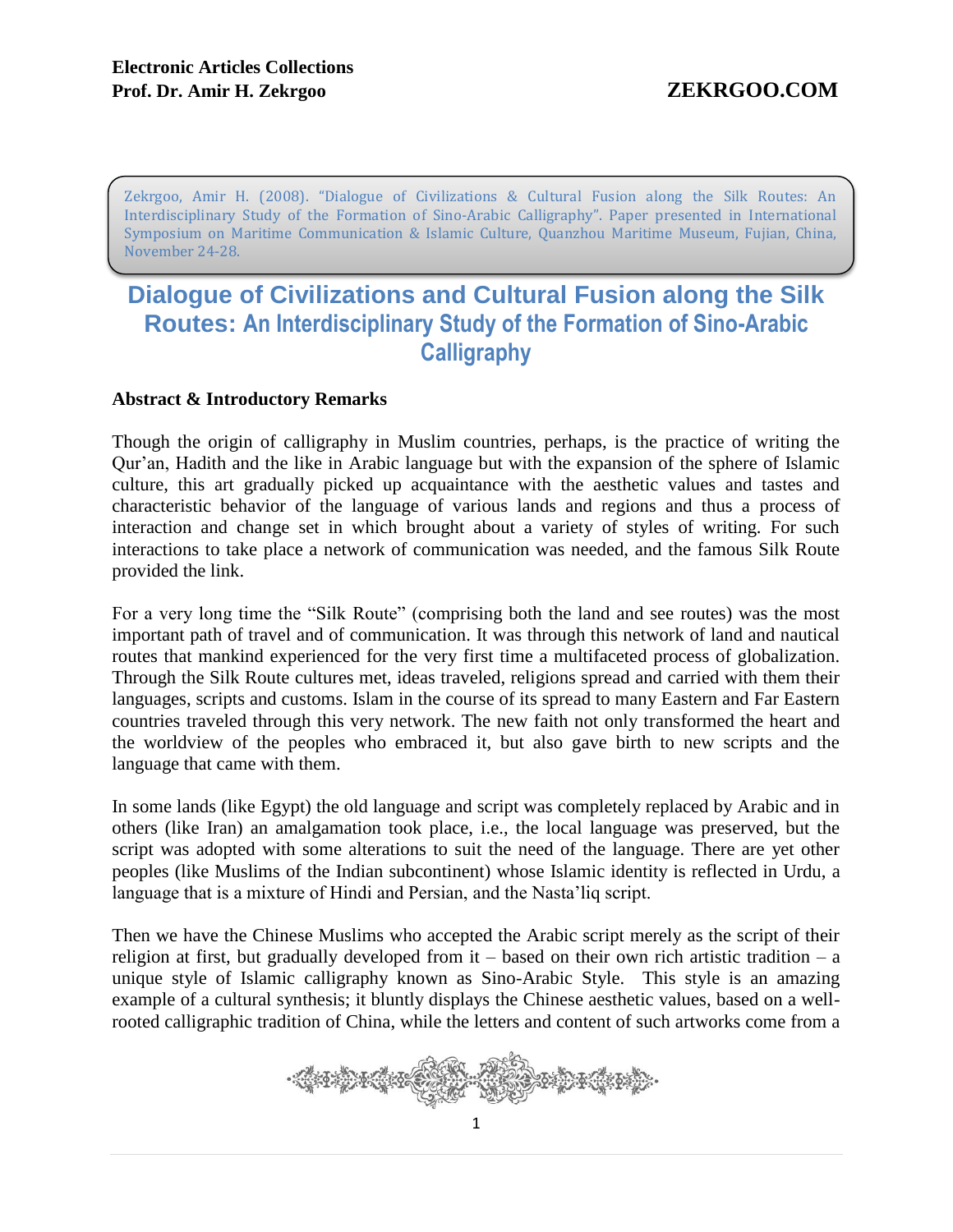Zekrgoo, Amir H. (2008). "Dialogue of Civilizations & Cultural Fusion along the Silk Routes: An Interdisciplinary Study of the Formation of Sino-Arabic Calligraphy". Paper presented in International Symposium on Maritime Communication & Islamic Culture, Quanzhou Maritime Museum, Fujian, China, November 24-28.

# Dialogue of Civilizations and Cultural Fusion along the Silk Routes: An Interdisciplinary Study of the Formation of Sino-Arabic Calligraphy

## Abstract & Introductory Remarks

Though the origin of calligraphy in Muslim countries, perhaps, is the practice of writing the Qur'an, Hadith and the like in Arabic language but with the expansion of the sphere of Islamic culture, this art gradually picked up acquaintance with the aesthetic values and tastes and characteristic behavior of the language of various lands and regions and thus a process of interaction and change set in which brought about a variety of styles of writing. For such interactions to take place a network of communication was needed, and the famous Silk Route provided the link.

For a very long time the "Silk Route" (comprising both the land and see routes) was the most important path of travel and of communication. It was through this network of land and nautical routes that mankind experienced for the very first time a multifaceted process of globalization. Through the Silk Route cultures met, ideas traveled, religions spread and carried with them their languages, scripts and customs. Islam in the course of its spread to many Eastern and Far Eastern countries traveled through this very network. The new faith not only transformed the heart and the worldview of the peoples who embraced it, but also gave birth to new scripts and the language that came with them.

In some lands (like Egypt) the old language and script was completely replaced by Arabic and in others (like Iran) an amalgamation took place, i.e., the local language was preserved, but the script was adopted with some alterations to suit the need of the language. There are yet other peoples (like Muslims of the Indian subcontinent) whose Islamic identity is reflected in Urdu, a language that is a mixture of Hindi and Persian, and the Nasta'liq script.

Then we have the Chinese Muslims who accepted the Arabic script merely as the script of their religion at first, but gradually developed from it – based on their own rich artistic tradition – a unique style of Islamic calligraphy known as Sino-Arabic Style. This style is an amazing example of a cultural synthesis; it bluntly displays the Chinese aesthetic values, based on a well-rooted calligraphic tradition of China, while the letters and content of such artworks come from a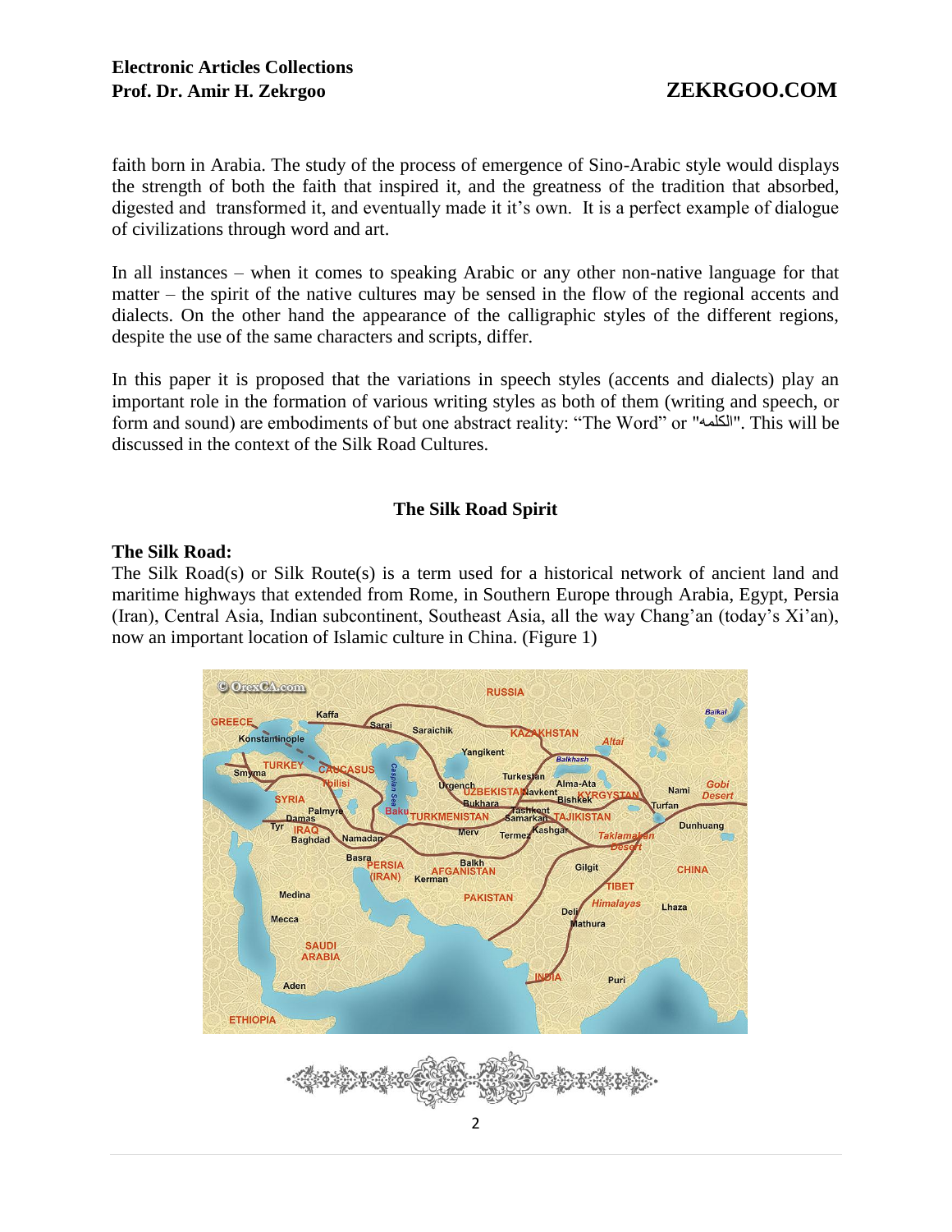faith born in Arabia. The study of the process of emergence of Sino-Arabic style would displays the strength of both the faith that inspired it, and the greatness of the tradition that absorbed, digested and transformed it, and eventually made it it's own. It is a perfect example of dialogue of civilizations through word and art.

In all instances – when it comes to speaking Arabic or any other non-native language for that matter – the spirit of the native cultures may be sensed in the flow of the regional accents and dialects. On the other hand the appearance of the calligraphic styles of the different regions, despite the use of the same characters and scripts, differ.

In this paper it is proposed that the variations in speech styles (accents and dialects) play an important role in the formation of various writing styles as both of them (writing and speech, or form and sound) are embodiments of but one abstract reality: "The Word" or "الكلمه". This will be discussed in the context of the Silk Road Cultures.

## The Silk Road Spirit

### The Silk Road:

The Silk Road(s) or Silk Route(s) is a term used for a historical network of ancient land and maritime highways that extended from Rome, in Southern Europe through Arabia, Egypt, Persia (Iran), Central Asia, Indian subcontinent, Southeast Asia, all the way Chang'an (today's Xi'an), now an important location of Islamic culture in China. (Figure 1)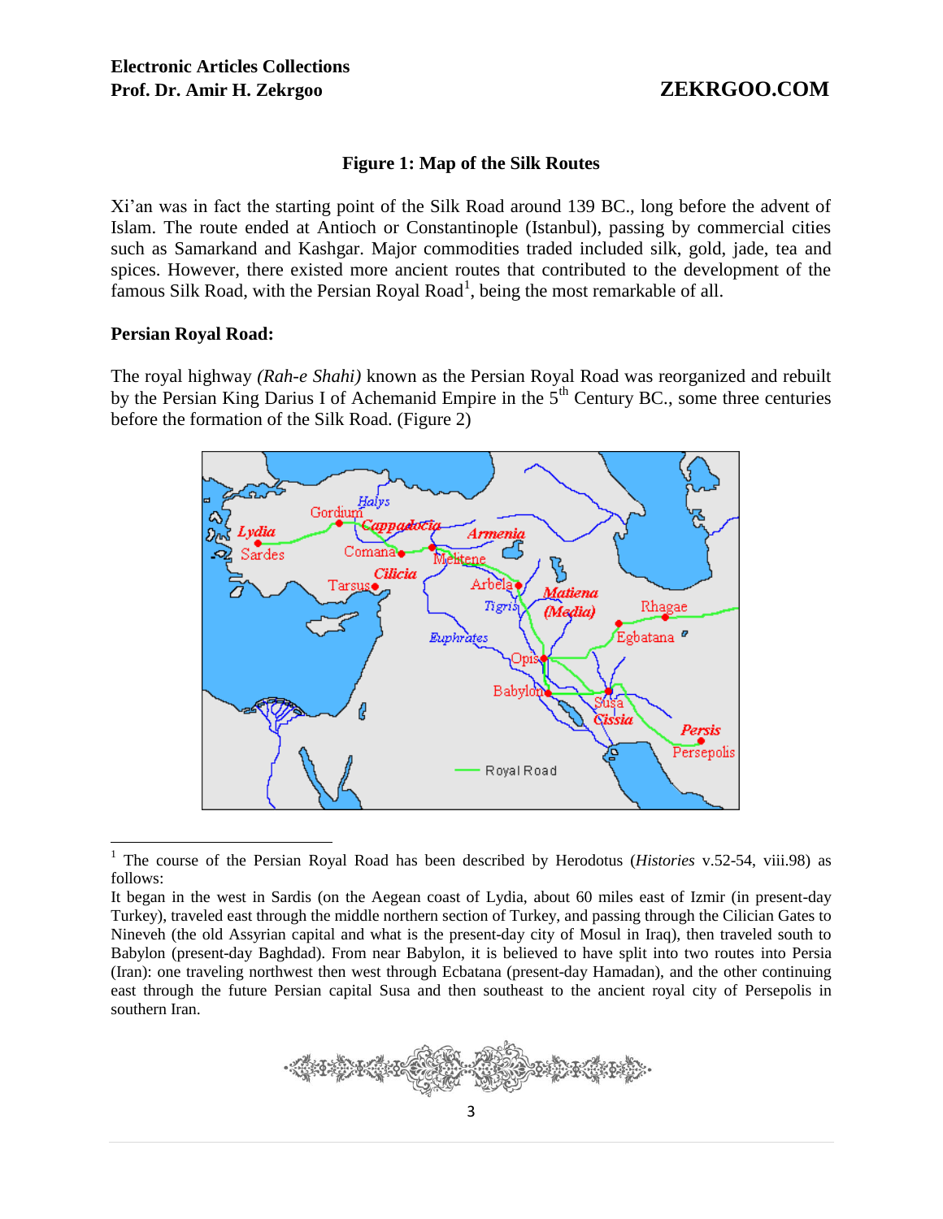**Figure 1: Map of the Silk Routes**

Xi'an was in fact the starting point of the Silk Road around 139 BC., long before the advent of Islam. The route ended at Antioch or Constantinople (Istanbul), passing by commercial cities such as Samarkand and Kashgar. Major commodities traded included silk, gold, jade, tea and spices. However, there existed more ancient routes that contributed to the development of the famous Silk Road, with the Persian Royal Road[1], being the most remarkable of all.

## Persian Royal Road:

The royal highway *(Rah-e Shahi)* known as the Persian Royal Road was reorganized and rebuilt by the Persian King Darius I of Achemanid Empire in the 5th Century BC., some three centuries before the formation of the Silk Road. (Figure 2)

---

[1] The course of the Persian Royal Road has been described by Herodotus (*Histories* v.52-54, viii.98) as follows:

It began in the west in Sardis (on the Aegean coast of Lydia, about 60 miles east of Izmir (in present-day Turkey), traveled east through the middle northern section of Turkey, and passing through the Cilician Gates to Nineveh (the old Assyrian capital and what is the present-day city of Mosul in Iraq), then traveled south to Babylon (present-day Baghdad). From near Babylon, it is believed to have split into two routes into Persia (Iran): one traveling northwest then west through Ecbatana (present-day Hamadan), and the other continuing east through the future Persian capital Susa and then southeast to the ancient royal city of Persepolis in southern Iran.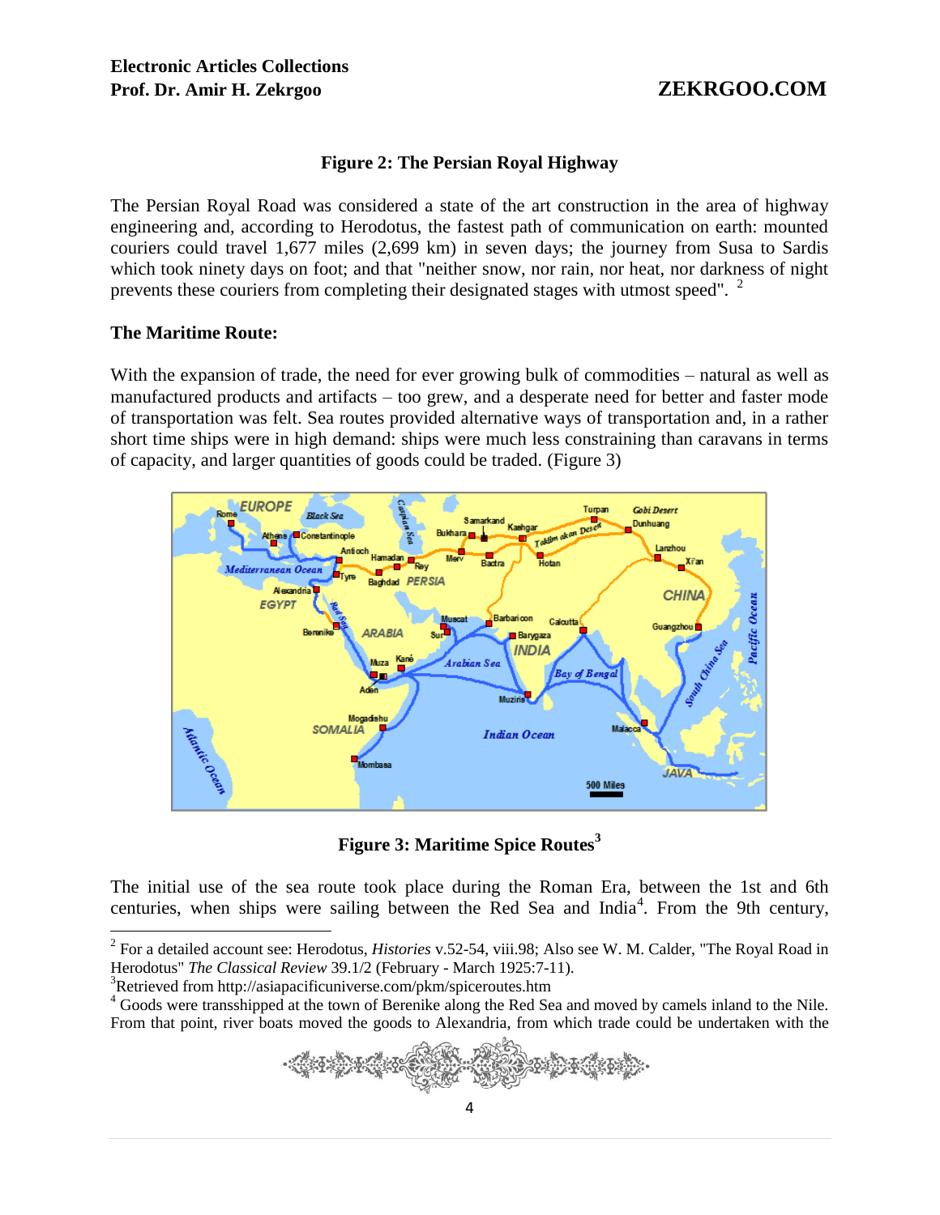**Figure 2: The Persian Royal Highway**

The Persian Royal Road was considered a state of the art construction in the area of highway engineering and, according to Herodotus, the fastest path of communication on earth: mounted couriers could travel 1,677 miles (2,699 km) in seven days; the journey from Susa to Sardis which took ninety days on foot; and that "neither snow, nor rain, nor heat, nor darkness of night prevents these couriers from completing their designated stages with utmost speed". [2]

## The Maritime Route:

With the expansion of trade, the need for ever growing bulk of commodities – natural as well as manufactured products and artifacts – too grew, and a desperate need for better and faster mode of transportation was felt. Sea routes provided alternative ways of transportation and, in a rather short time ships were in high demand: ships were much less constraining than caravans in terms of capacity, and larger quantities of goods could be traded. (Figure 3)

**Figure 3: Maritime Spice Routes**[3]

The initial use of the sea route took place during the Roman Era, between the 1st and 6th centuries, when ships were sailing between the Red Sea and India[4]. From the 9th century,

---

[2] For a detailed account see: Herodotus, *Histories* v.52-54, viii.98; Also see W. M. Calder, "The Royal Road in Herodotus" *The Classical Review* 39.1/2 (February - March 1925:7-11).

[3] Retrieved from http://asiapacificuniverse.com/pkm/spiceroutes.htm

[4] Goods were transshipped at the town of Berenike along the Red Sea and moved by camels inland to the Nile. From that point, river boats moved the goods to Alexandria, from which trade could be undertaken with the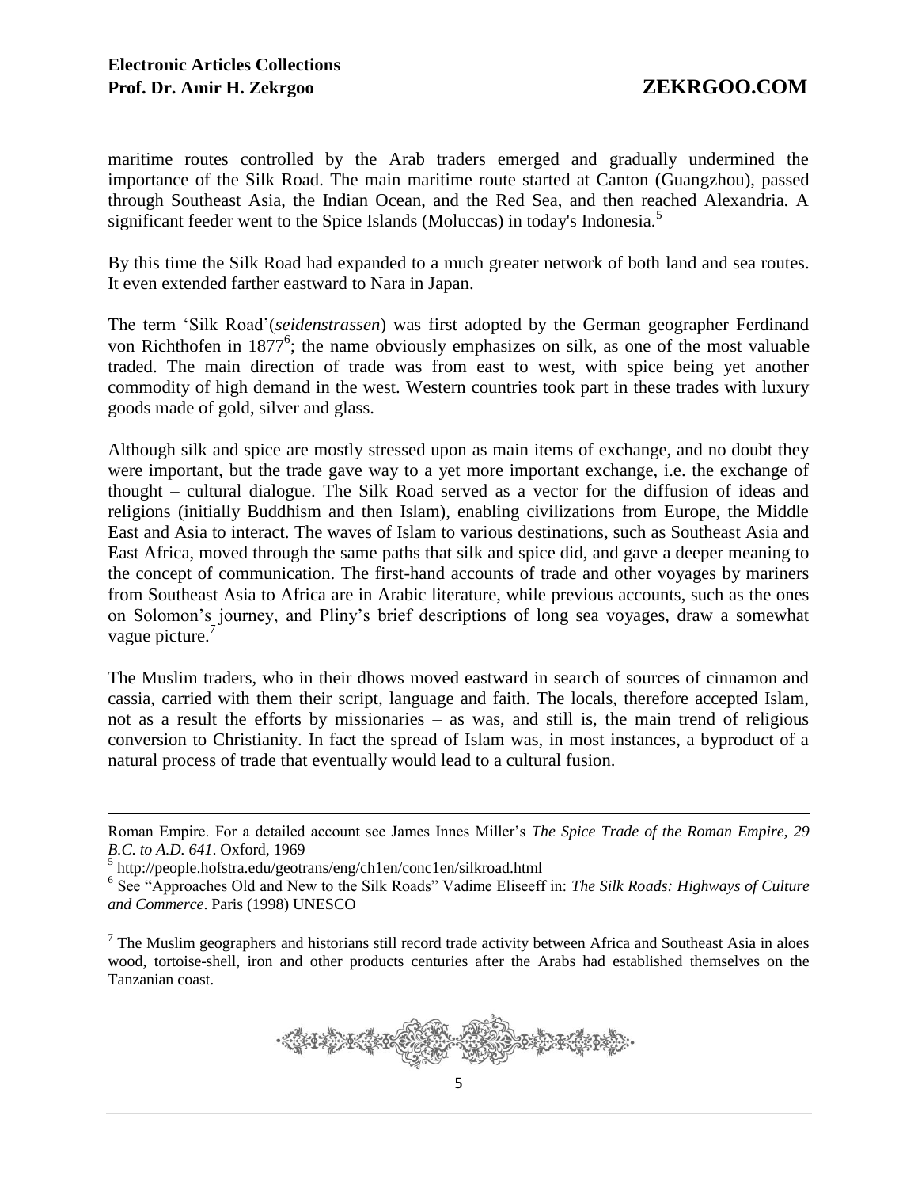maritime routes controlled by the Arab traders emerged and gradually undermined the importance of the Silk Road. The main maritime route started at Canton (Guangzhou), passed through Southeast Asia, the Indian Ocean, and the Red Sea, and then reached Alexandria. A significant feeder went to the Spice Islands (Moluccas) in today's Indonesia.[5]

By this time the Silk Road had expanded to a much greater network of both land and sea routes. It even extended farther eastward to Nara in Japan.

The term 'Silk Road'(*seidenstrassen*) was first adopted by the German geographer Ferdinand von Richthofen in 1877[6]; the name obviously emphasizes on silk, as one of the most valuable traded. The main direction of trade was from east to west, with spice being yet another commodity of high demand in the west. Western countries took part in these trades with luxury goods made of gold, silver and glass.

Although silk and spice are mostly stressed upon as main items of exchange, and no doubt they were important, but the trade gave way to a yet more important exchange, i.e. the exchange of thought – cultural dialogue. The Silk Road served as a vector for the diffusion of ideas and religions (initially Buddhism and then Islam), enabling civilizations from Europe, the Middle East and Asia to interact. The waves of Islam to various destinations, such as Southeast Asia and East Africa, moved through the same paths that silk and spice did, and gave a deeper meaning to the concept of communication. The first-hand accounts of trade and other voyages by mariners from Southeast Asia to Africa are in Arabic literature, while previous accounts, such as the ones on Solomon's journey, and Pliny's brief descriptions of long sea voyages, draw a somewhat vague picture.[7]

The Muslim traders, who in their dhows moved eastward in search of sources of cinnamon and cassia, carried with them their script, language and faith. The locals, therefore accepted Islam, not as a result the efforts by missionaries – as was, and still is, the main trend of religious conversion to Christianity. In fact the spread of Islam was, in most instances, a byproduct of a natural process of trade that eventually would lead to a cultural fusion.

---

Roman Empire. For a detailed account see James Innes Miller's *The Spice Trade of the Roman Empire, 29 B.C. to A.D. 641*. Oxford, 1969

[5] http://people.hofstra.edu/geotrans/eng/ch1en/conc1en/silkroad.html

[6] See "Approaches Old and New to the Silk Roads" Vadime Eliseeff in: *The Silk Roads: Highways of Culture and Commerce*. Paris (1998) UNESCO

[7] The Muslim geographers and historians still record trade activity between Africa and Southeast Asia in aloes wood, tortoise-shell, iron and other products centuries after the Arabs had established themselves on the Tanzanian coast.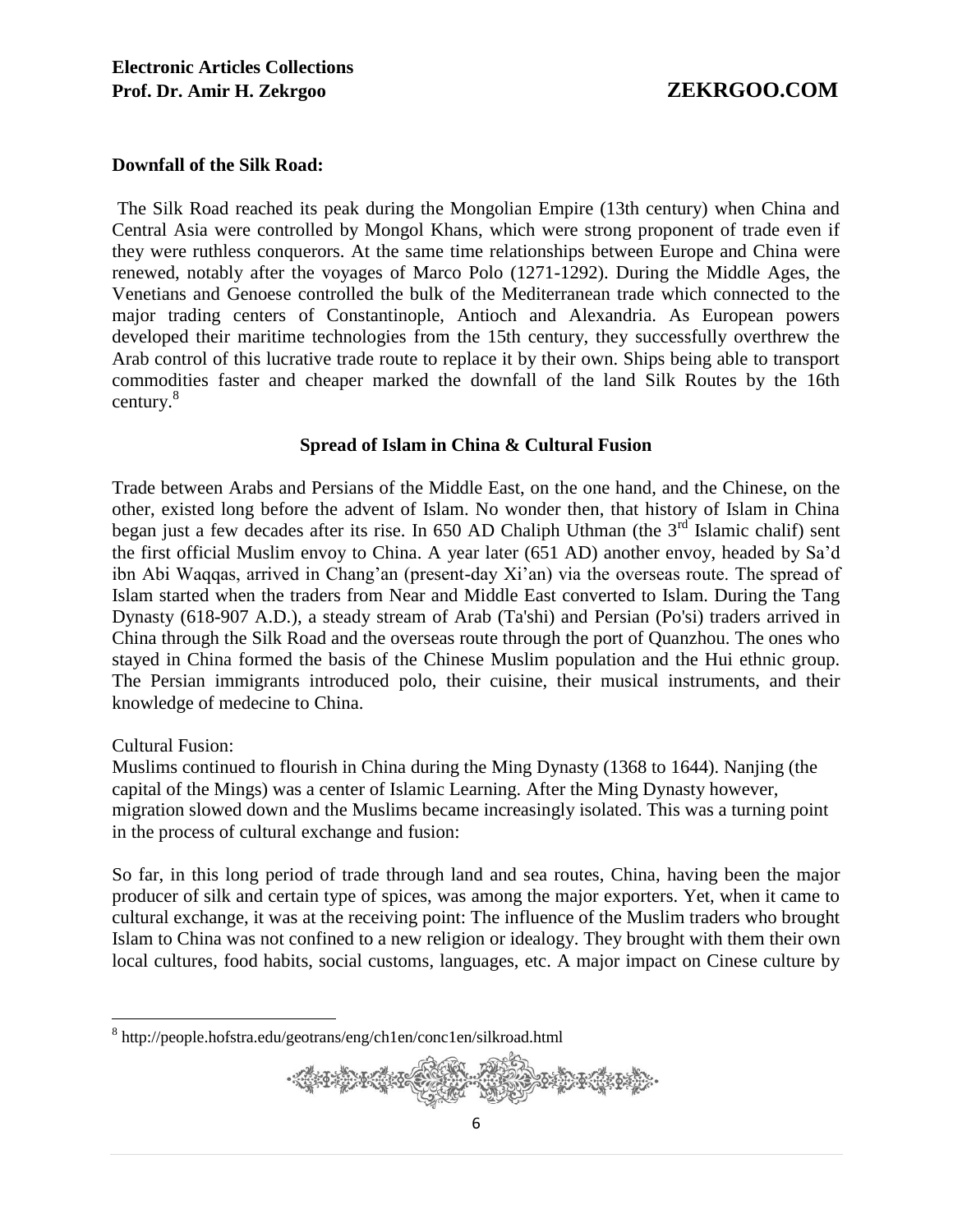**Downfall of the Silk Road:**

The Silk Road reached its peak during the Mongolian Empire (13th century) when China and Central Asia were controlled by Mongol Khans, which were strong proponent of trade even if they were ruthless conquerors. At the same time relationships between Europe and China were renewed, notably after the voyages of Marco Polo (1271-1292). During the Middle Ages, the Venetians and Genoese controlled the bulk of the Mediterranean trade which connected to the major trading centers of Constantinople, Antioch and Alexandria. As European powers developed their maritime technologies from the 15th century, they successfully overthrew the Arab control of this lucrative trade route to replace it by their own. Ships being able to transport commodities faster and cheaper marked the downfall of the land Silk Routes by the 16th century.[8]

## Spread of Islam in China & Cultural Fusion

Trade between Arabs and Persians of the Middle East, on the one hand, and the Chinese, on the other, existed long before the advent of Islam. No wonder then, that history of Islam in China began just a few decades after its rise. In 650 AD Chaliph Uthman (the 3rd Islamic chalif) sent the first official Muslim envoy to China. A year later (651 AD) another envoy, headed by Sa'd ibn Abi Waqqas, arrived in Chang'an (present-day Xi'an) via the overseas route. The spread of Islam started when the traders from Near and Middle East converted to Islam. During the Tang Dynasty (618-907 A.D.), a steady stream of Arab (Ta'shi) and Persian (Po'si) traders arrived in China through the Silk Road and the overseas route through the port of Quanzhou. The ones who stayed in China formed the basis of the Chinese Muslim population and the Hui ethnic group. The Persian immigrants introduced polo, their cuisine, their musical instruments, and their knowledge of medecine to China.

Cultural Fusion:

Muslims continued to flourish in China during the Ming Dynasty (1368 to 1644). Nanjing (the capital of the Mings) was a center of Islamic Learning. After the Ming Dynasty however, migration slowed down and the Muslims became increasingly isolated. This was a turning point in the process of cultural exchange and fusion:

So far, in this long period of trade through land and sea routes, China, having been the major producer of silk and certain type of spices, was among the major exporters. Yet, when it came to cultural exchange, it was at the receiving point: The influence of the Muslim traders who brought Islam to China was not confined to a new religion or idealogy. They brought with them their own local cultures, food habits, social customs, languages, etc. A major impact on Cinese culture by

---

[8] http://people.hofstra.edu/geotrans/eng/ch1en/conc1en/silkroad.html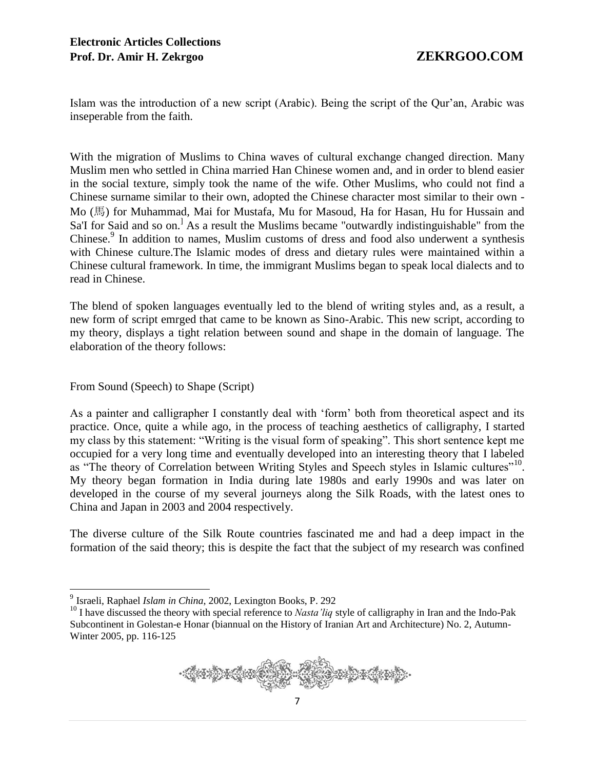Islam was the introduction of a new script (Arabic). Being the script of the Qur'an, Arabic was inseperable from the faith.

With the migration of Muslims to China waves of cultural exchange changed direction. Many Muslim men who settled in China married Han Chinese women and, and in order to blend easier in the social texture, simply took the name of the wife. Other Muslims, who could not find a Chinese surname similar to their own, adopted the Chinese character most similar to their own - Mo (馬) for Muhammad, Mai for Mustafa, Mu for Masoud, Ha for Hasan, Hu for Hussain and Sa'I for Said and so on.[] As a result the Muslims became "outwardly indistinguishable" from the Chinese.[9] In addition to names, Muslim customs of dress and food also underwent a synthesis with Chinese culture.The Islamic modes of dress and dietary rules were maintained within a Chinese cultural framework. In time, the immigrant Muslims began to speak local dialects and to read in Chinese.

The blend of spoken languages eventually led to the blend of writing styles and, as a result, a new form of script emrged that came to be known as Sino-Arabic. This new script, according to my theory, displays a tight relation between sound and shape in the domain of language. The elaboration of the theory follows:

From Sound (Speech) to Shape (Script)

As a painter and calligrapher I constantly deal with 'form' both from theoretical aspect and its practice. Once, quite a while ago, in the process of teaching aesthetics of calligraphy, I started my class by this statement: "Writing is the visual form of speaking". This short sentence kept me occupied for a very long time and eventually developed into an interesting theory that I labeled as "The theory of Correlation between Writing Styles and Speech styles in Islamic cultures"[10]. My theory began formation in India during late 1980s and early 1990s and was later on developed in the course of my several journeys along the Silk Roads, with the latest ones to China and Japan in 2003 and 2004 respectively.

The diverse culture of the Silk Route countries fascinated me and had a deep impact in the formation of the said theory; this is despite the fact that the subject of my research was confined

---

[9] Israeli, Raphael *Islam in China*, 2002, Lexington Books, P. 292

[10] I have discussed the theory with special reference to *Nasta'liq* style of calligraphy in Iran and the Indo-Pak Subcontinent in Golestan-e Honar (biannual on the History of Iranian Art and Architecture) No. 2, Autumn-Winter 2005, pp. 116-125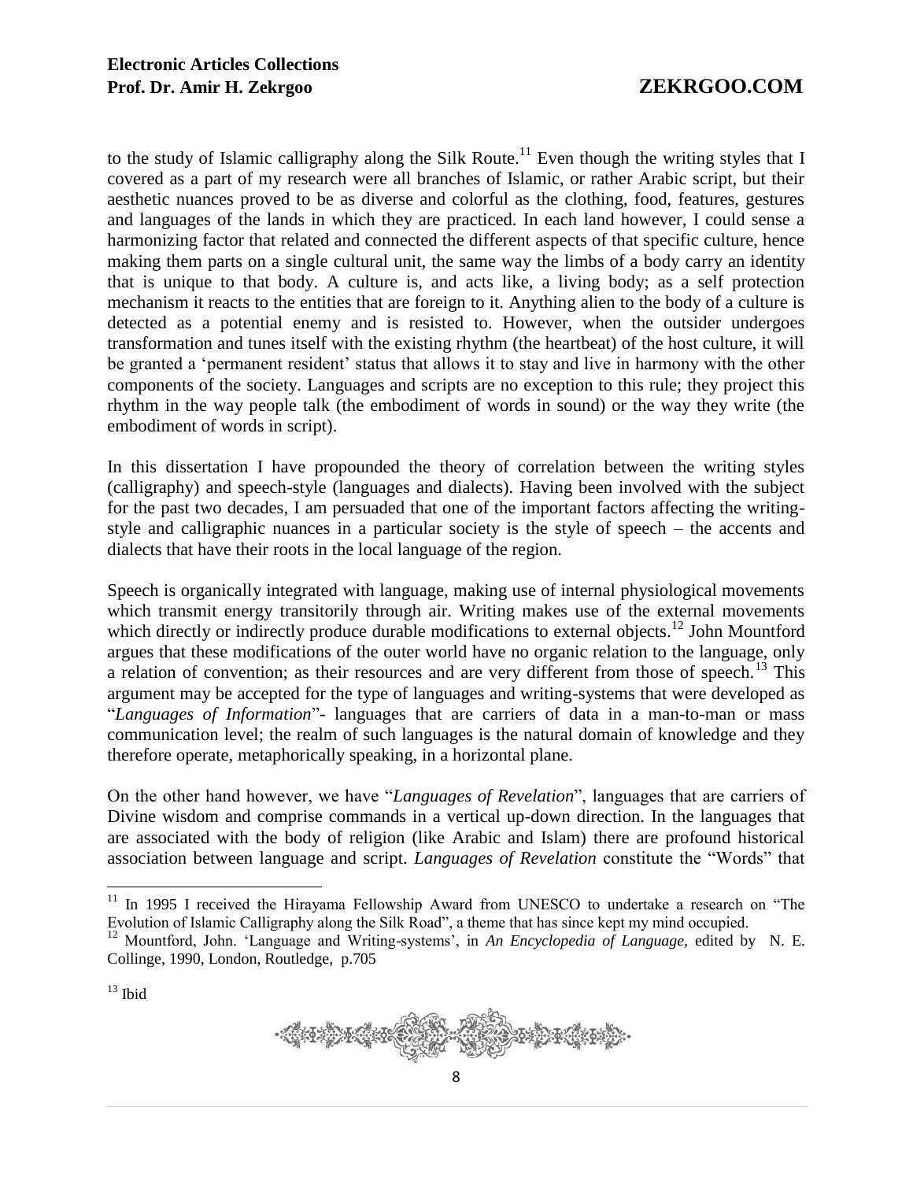to the study of Islamic calligraphy along the Silk Route.[11] Even though the writing styles that I covered as a part of my research were all branches of Islamic, or rather Arabic script, but their aesthetic nuances proved to be as diverse and colorful as the clothing, food, features, gestures and languages of the lands in which they are practiced. In each land however, I could sense a harmonizing factor that related and connected the different aspects of that specific culture, hence making them parts on a single cultural unit, the same way the limbs of a body carry an identity that is unique to that body. A culture is, and acts like, a living body; as a self protection mechanism it reacts to the entities that are foreign to it. Anything alien to the body of a culture is detected as a potential enemy and is resisted to. However, when the outsider undergoes transformation and tunes itself with the existing rhythm (the heartbeat) of the host culture, it will be granted a 'permanent resident' status that allows it to stay and live in harmony with the other components of the society. Languages and scripts are no exception to this rule; they project this rhythm in the way people talk (the embodiment of words in sound) or the way they write (the embodiment of words in script).

In this dissertation I have propounded the theory of correlation between the writing styles (calligraphy) and speech-style (languages and dialects). Having been involved with the subject for the past two decades, I am persuaded that one of the important factors affecting the writing-style and calligraphic nuances in a particular society is the style of speech – the accents and dialects that have their roots in the local language of the region.

Speech is organically integrated with language, making use of internal physiological movements which transmit energy transitorily through air. Writing makes use of the external movements which directly or indirectly produce durable modifications to external objects.[12] John Mountford argues that these modifications of the outer world have no organic relation to the language, only a relation of convention; as their resources and are very different from those of speech.[13] This argument may be accepted for the type of languages and writing-systems that were developed as "*Languages of Information*"- languages that are carriers of data in a man-to-man or mass communication level; the realm of such languages is the natural domain of knowledge and they therefore operate, metaphorically speaking, in a horizontal plane.

On the other hand however, we have "*Languages of Revelation*", languages that are carriers of Divine wisdom and comprise commands in a vertical up-down direction. In the languages that are associated with the body of religion (like Arabic and Islam) there are profound historical association between language and script. *Languages of Revelation* constitute the "Words" that

---

[11] In 1995 I received the Hirayama Fellowship Award from UNESCO to undertake a research on "The Evolution of Islamic Calligraphy along the Silk Road", a theme that has since kept my mind occupied.

[12] Mountford, John. 'Language and Writing-systems', in *An Encyclopedia of Language*, edited by N. E. Collinge, 1990, London, Routledge, p.705

[13] Ibid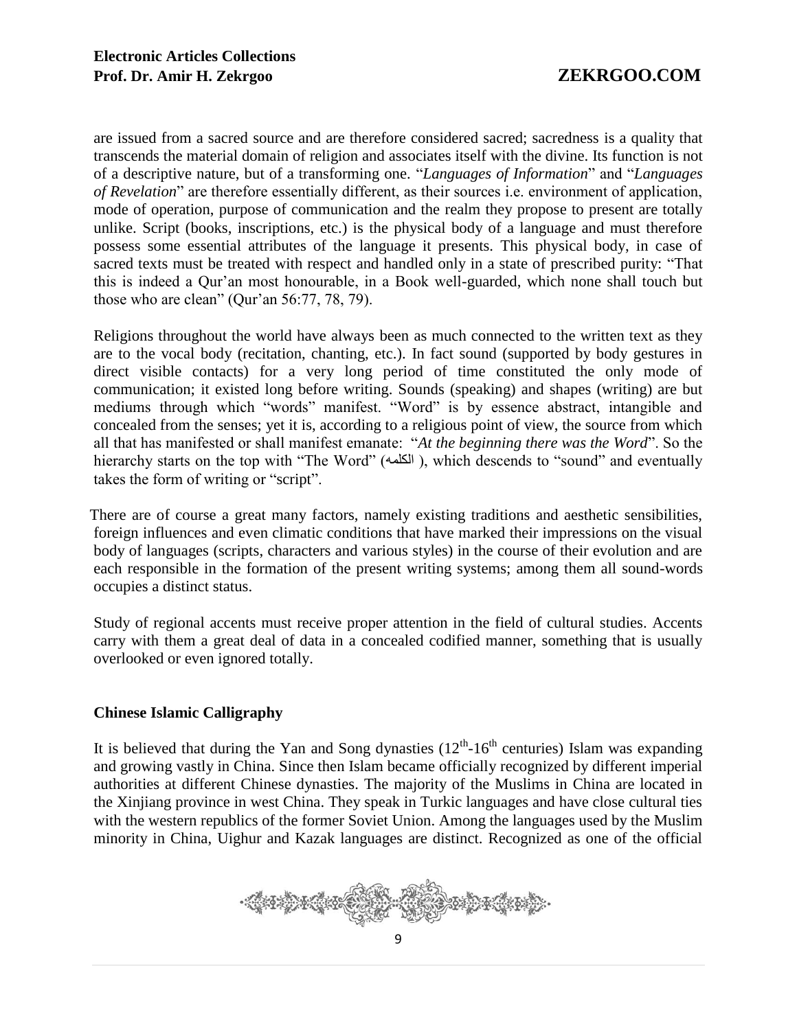are issued from a sacred source and are therefore considered sacred; sacredness is a quality that transcends the material domain of religion and associates itself with the divine. Its function is not of a descriptive nature, but of a transforming one. "*Languages of Information*" and "*Languages of Revelation*" are therefore essentially different, as their sources i.e. environment of application, mode of operation, purpose of communication and the realm they propose to present are totally unlike. Script (books, inscriptions, etc.) is the physical body of a language and must therefore possess some essential attributes of the language it presents. This physical body, in case of sacred texts must be treated with respect and handled only in a state of prescribed purity: "That this is indeed a Qur'an most honourable, in a Book well-guarded, which none shall touch but those who are clean" (Qur'an 56:77, 78, 79).

Religions throughout the world have always been as much connected to the written text as they are to the vocal body (recitation, chanting, etc.). In fact sound (supported by body gestures in direct visible contacts) for a very long period of time constituted the only mode of communication; it existed long before writing. Sounds (speaking) and shapes (writing) are but mediums through which "words" manifest. "Word" is by essence abstract, intangible and concealed from the senses; yet it is, according to a religious point of view, the source from which all that has manifested or shall manifest emanate: "*At the beginning there was the Word*". So the hierarchy starts on the top with "The Word" (الکلمه), which descends to "sound" and eventually takes the form of writing or "script".

There are of course a great many factors, namely existing traditions and aesthetic sensibilities, foreign influences and even climatic conditions that have marked their impressions on the visual body of languages (scripts, characters and various styles) in the course of their evolution and are each responsible in the formation of the present writing systems; among them all sound-words occupies a distinct status.

Study of regional accents must receive proper attention in the field of cultural studies. Accents carry with them a great deal of data in a concealed codified manner, something that is usually overlooked or even ignored totally.

**Chinese Islamic Calligraphy**

It is believed that during the Yan and Song dynasties (12th-16th centuries) Islam was expanding and growing vastly in China. Since then Islam became officially recognized by different imperial authorities at different Chinese dynasties. The majority of the Muslims in China are located in the Xinjiang province in west China. They speak in Turkic languages and have close cultural ties with the western republics of the former Soviet Union. Among the languages used by the Muslim minority in China, Uighur and Kazak languages are distinct. Recognized as one of the official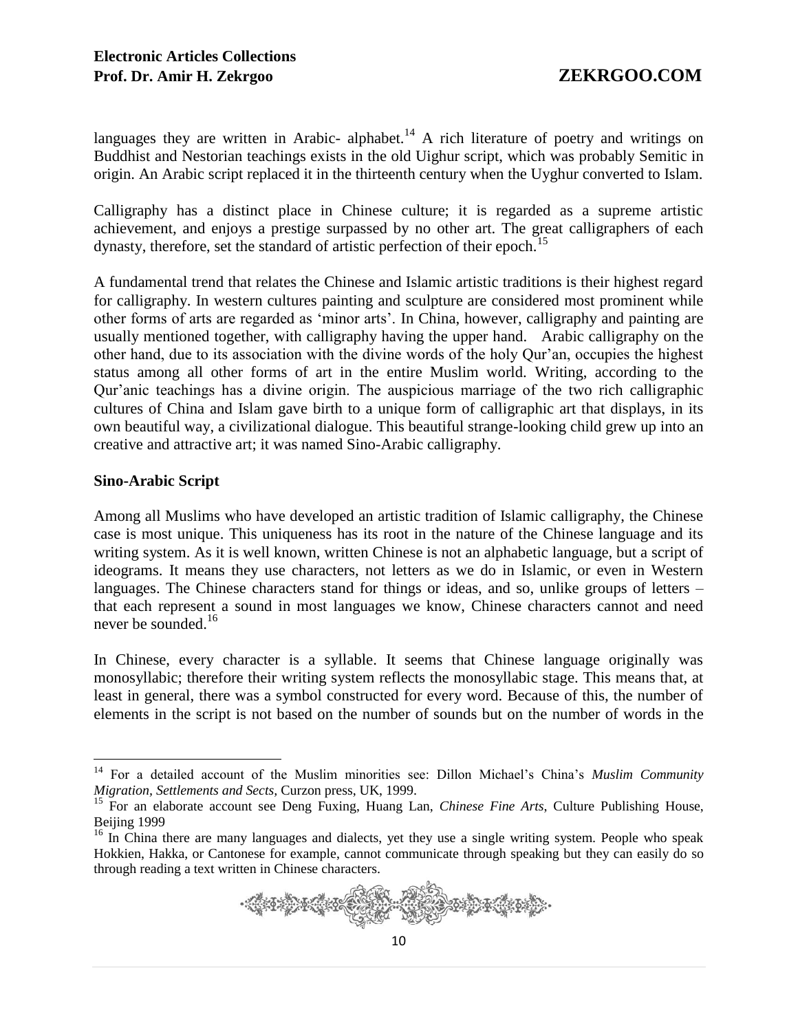languages they are written in Arabic- alphabet.[14] A rich literature of poetry and writings on Buddhist and Nestorian teachings exists in the old Uighur script, which was probably Semitic in origin. An Arabic script replaced it in the thirteenth century when the Uyghur converted to Islam.

Calligraphy has a distinct place in Chinese culture; it is regarded as a supreme artistic achievement, and enjoys a prestige surpassed by no other art. The great calligraphers of each dynasty, therefore, set the standard of artistic perfection of their epoch.[15]

A fundamental trend that relates the Chinese and Islamic artistic traditions is their highest regard for calligraphy. In western cultures painting and sculpture are considered most prominent while other forms of arts are regarded as 'minor arts'. In China, however, calligraphy and painting are usually mentioned together, with calligraphy having the upper hand. Arabic calligraphy on the other hand, due to its association with the divine words of the holy Qur'an, occupies the highest status among all other forms of art in the entire Muslim world. Writing, according to the Qur'anic teachings has a divine origin. The auspicious marriage of the two rich calligraphic cultures of China and Islam gave birth to a unique form of calligraphic art that displays, in its own beautiful way, a civilizational dialogue. This beautiful strange-looking child grew up into an creative and attractive art; it was named Sino-Arabic calligraphy.

**Sino-Arabic Script**

Among all Muslims who have developed an artistic tradition of Islamic calligraphy, the Chinese case is most unique. This uniqueness has its root in the nature of the Chinese language and its writing system. As it is well known, written Chinese is not an alphabetic language, but a script of ideograms. It means they use characters, not letters as we do in Islamic, or even in Western languages. The Chinese characters stand for things or ideas, and so, unlike groups of letters – that each represent a sound in most languages we know, Chinese characters cannot and need never be sounded.[16]

In Chinese, every character is a syllable. It seems that Chinese language originally was monosyllabic; therefore their writing system reflects the monosyllabic stage. This means that, at least in general, there was a symbol constructed for every word. Because of this, the number of elements in the script is not based on the number of sounds but on the number of words in the

---

[14] For a detailed account of the Muslim minorities see: Dillon Michael's China's *Muslim Community Migration, Settlements and Sects,* Curzon press, UK, 1999.

[15] For an elaborate account see Deng Fuxing, Huang Lan, *Chinese Fine Arts,* Culture Publishing House, Beijing 1999

[16] In China there are many languages and dialects, yet they use a single writing system. People who speak Hokkien, Hakka, or Cantonese for example, cannot communicate through speaking but they can easily do so through reading a text written in Chinese characters.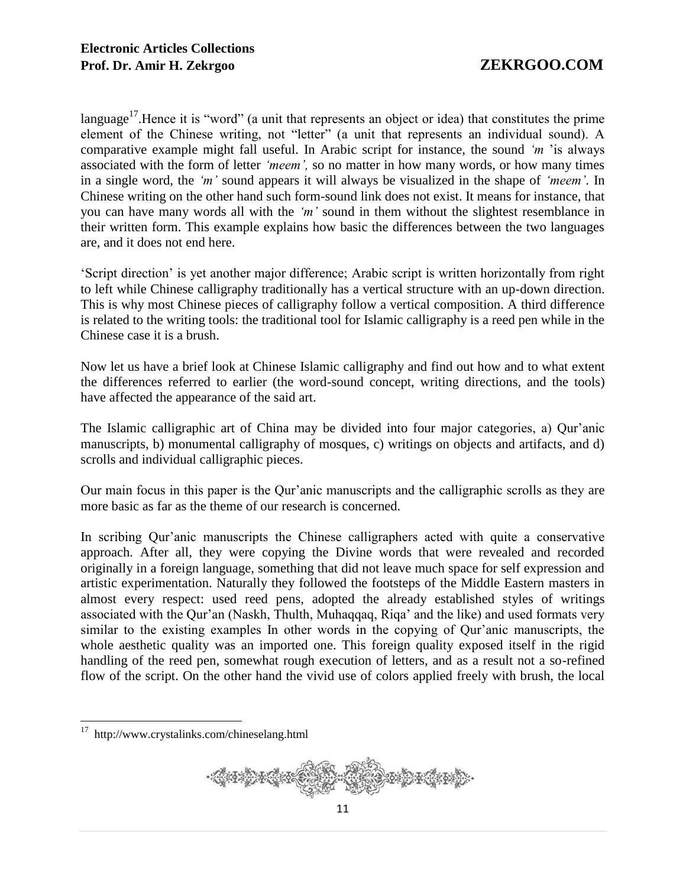language[17].Hence it is "word" (a unit that represents an object or idea) that constitutes the prime element of the Chinese writing, not "letter" (a unit that represents an individual sound). A comparative example might fall useful. In Arabic script for instance, the sound *'m '*is always associated with the form of letter *'meem',* so no matter in how many words, or how many times in a single word, the *'m'* sound appears it will always be visualized in the shape of *'meem'*. In Chinese writing on the other hand such form-sound link does not exist. It means for instance, that you can have many words all with the *'m'* sound in them without the slightest resemblance in their written form. This example explains how basic the differences between the two languages are, and it does not end here.

'Script direction' is yet another major difference; Arabic script is written horizontally from right to left while Chinese calligraphy traditionally has a vertical structure with an up-down direction. This is why most Chinese pieces of calligraphy follow a vertical composition. A third difference is related to the writing tools: the traditional tool for Islamic calligraphy is a reed pen while in the Chinese case it is a brush.

Now let us have a brief look at Chinese Islamic calligraphy and find out how and to what extent the differences referred to earlier (the word-sound concept, writing directions, and the tools) have affected the appearance of the said art.

The Islamic calligraphic art of China may be divided into four major categories, a) Qur'anic manuscripts, b) monumental calligraphy of mosques, c) writings on objects and artifacts, and d) scrolls and individual calligraphic pieces.

Our main focus in this paper is the Qur'anic manuscripts and the calligraphic scrolls as they are more basic as far as the theme of our research is concerned.

In scribing Qur'anic manuscripts the Chinese calligraphers acted with quite a conservative approach. After all, they were copying the Divine words that were revealed and recorded originally in a foreign language, something that did not leave much space for self expression and artistic experimentation. Naturally they followed the footsteps of the Middle Eastern masters in almost every respect: used reed pens, adopted the already established styles of writings associated with the Qur'an (Naskh, Thulth, Muhaqqaq, Riqa' and the like) and used formats very similar to the existing examples In other words in the copying of Qur'anic manuscripts, the whole aesthetic quality was an imported one. This foreign quality exposed itself in the rigid handling of the reed pen, somewhat rough execution of letters, and as a result not a so-refined flow of the script. On the other hand the vivid use of colors applied freely with brush, the local

---

[17] http://www.crystalinks.com/chineselang.html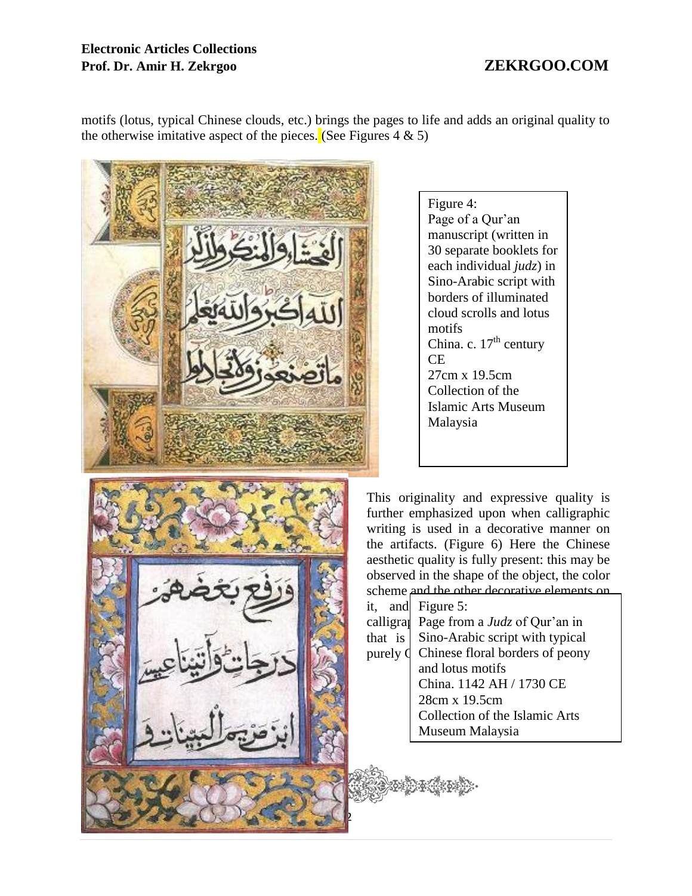motifs (lotus, typical Chinese clouds, etc.) brings the pages to life and adds an original quality to the otherwise imitative aspect of the pieces. (See Figures 4 & 5)

Figure 4:
Page of a Qur'an manuscript (written in 30 separate booklets for each individual *judz*) in Sino-Arabic script with borders of illuminated cloud scrolls and lotus motifs
China. c. 17th century CE
27cm x 19.5cm
Collection of the Islamic Arts Museum Malaysia

This originality and expressive quality is further emphasized upon when calligraphic writing is used in a decorative manner on the artifacts. (Figure 6) Here the Chinese aesthetic quality is fully present: this may be observed in the shape of the object, the color scheme and the other decorative elements on it, and calligrap... that is ... purely C...

Figure 5:
Page from a *Judz* of Qur'an in Sino-Arabic script with typical Chinese floral borders of peony and lotus motifs
China. 1142 AH / 1730 CE
28cm x 19.5cm
Collection of the Islamic Arts Museum Malaysia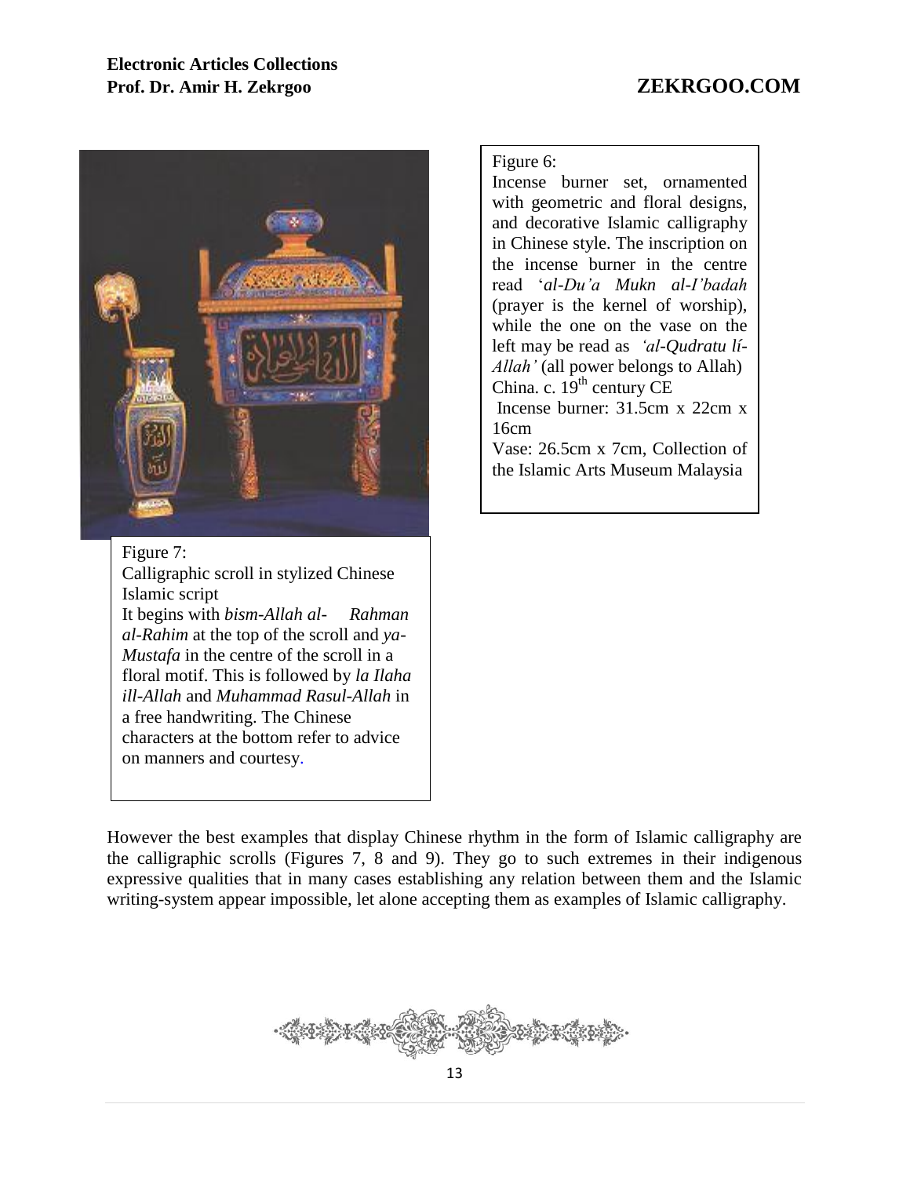Figure 6:

Incense burner set, ornamented with geometric and floral designs, and decorative Islamic calligraphy in Chinese style. The inscription on the incense burner in the centre read '*al-Du'a Mukn al-I'badah* (prayer is the kernel of worship), while the one on the vase on the left may be read as *'al-Qudratu lí-Allah'* (all power belongs to Allah) China. c. 19th century CE

Incense burner: 31.5cm x 22cm x 16cm

Vase: 26.5cm x 7cm, Collection of the Islamic Arts Museum Malaysia

Figure 7:

Calligraphic scroll in stylized Chinese Islamic script

It begins with *bism-Allah al- Rahman al-Rahim* at the top of the scroll and *ya-Mustafa* in the centre of the scroll in a floral motif. This is followed by *la Ilaha ill-Allah* and *Muhammad Rasul-Allah* in a free handwriting. The Chinese characters at the bottom refer to advice on manners and courtesy.

However the best examples that display Chinese rhythm in the form of Islamic calligraphy are the calligraphic scrolls (Figures 7, 8 and 9). They go to such extremes in their indigenous expressive qualities that in many cases establishing any relation between them and the Islamic writing-system appear impossible, let alone accepting them as examples of Islamic calligraphy.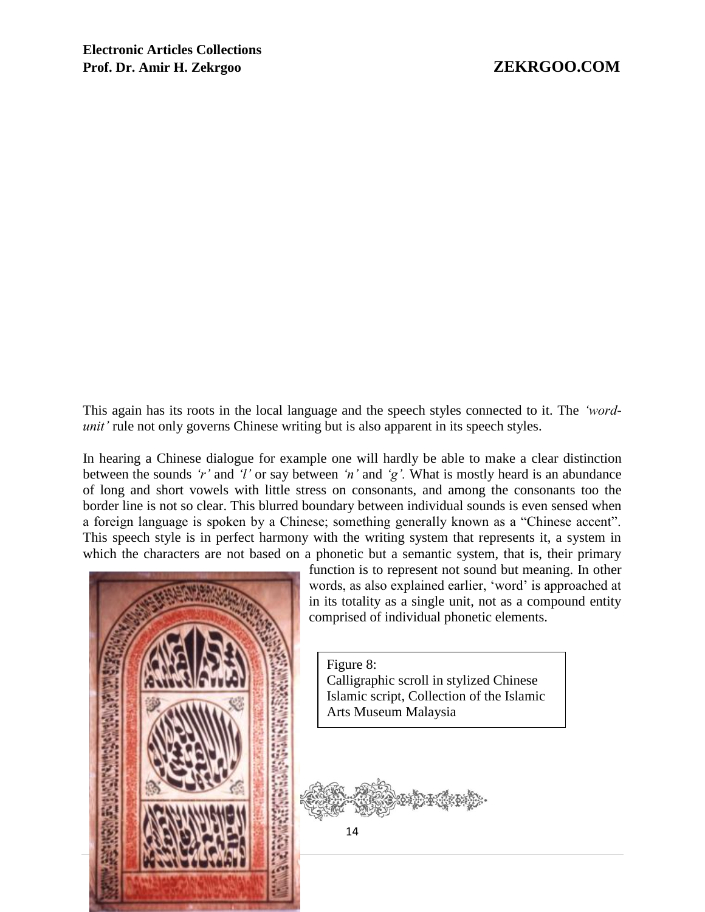This again has its roots in the local language and the speech styles connected to it. The *'word-unit'* rule not only governs Chinese writing but is also apparent in its speech styles.

In hearing a Chinese dialogue for example one will hardly be able to make a clear distinction between the sounds *'r'* and *'l'* or say between *'n'* and *'g'.* What is mostly heard is an abundance of long and short vowels with little stress on consonants, and among the consonants too the border line is not so clear. This blurred boundary between individual sounds is even sensed when a foreign language is spoken by a Chinese; something generally known as a "Chinese accent". This speech style is in perfect harmony with the writing system that represents it, a system in which the characters are not based on a phonetic but a semantic system, that is, their primary function is to represent not sound but meaning. In other words, as also explained earlier, 'word' is approached at in its totality as a single unit, not as a compound entity comprised of individual phonetic elements.

Figure 8:
Calligraphic scroll in stylized Chinese Islamic script, Collection of the Islamic Arts Museum Malaysia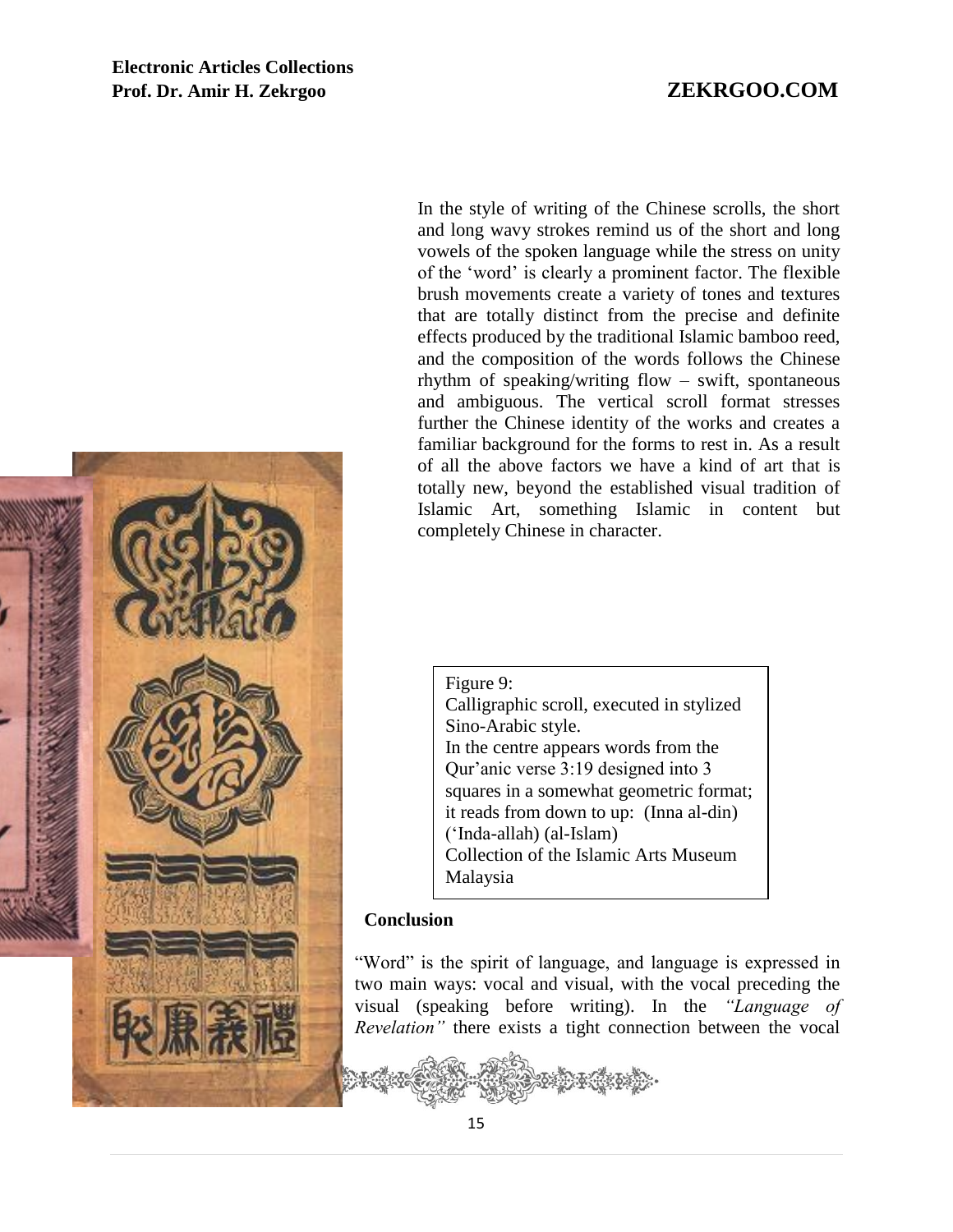In the style of writing of the Chinese scrolls, the short and long wavy strokes remind us of the short and long vowels of the spoken language while the stress on unity of the 'word' is clearly a prominent factor. The flexible brush movements create a variety of tones and textures that are totally distinct from the precise and definite effects produced by the traditional Islamic bamboo reed, and the composition of the words follows the Chinese rhythm of speaking/writing flow – swift, spontaneous and ambiguous. The vertical scroll format stresses further the Chinese identity of the works and creates a familiar background for the forms to rest in. As a result of all the above factors we have a kind of art that is totally new, beyond the established visual tradition of Islamic Art, something Islamic in content but completely Chinese in character.

Figure 9:
Calligraphic scroll, executed in stylized Sino-Arabic style.
In the centre appears words from the Qur'anic verse 3:19 designed into 3 squares in a somewhat geometric format; it reads from down to up: (Inna al-din) ('Inda-allah) (al-Islam)
Collection of the Islamic Arts Museum Malaysia

## Conclusion

"Word" is the spirit of language, and language is expressed in two main ways: vocal and visual, with the vocal preceding the visual (speaking before writing). In the *"Language of Revelation"* there exists a tight connection between the vocal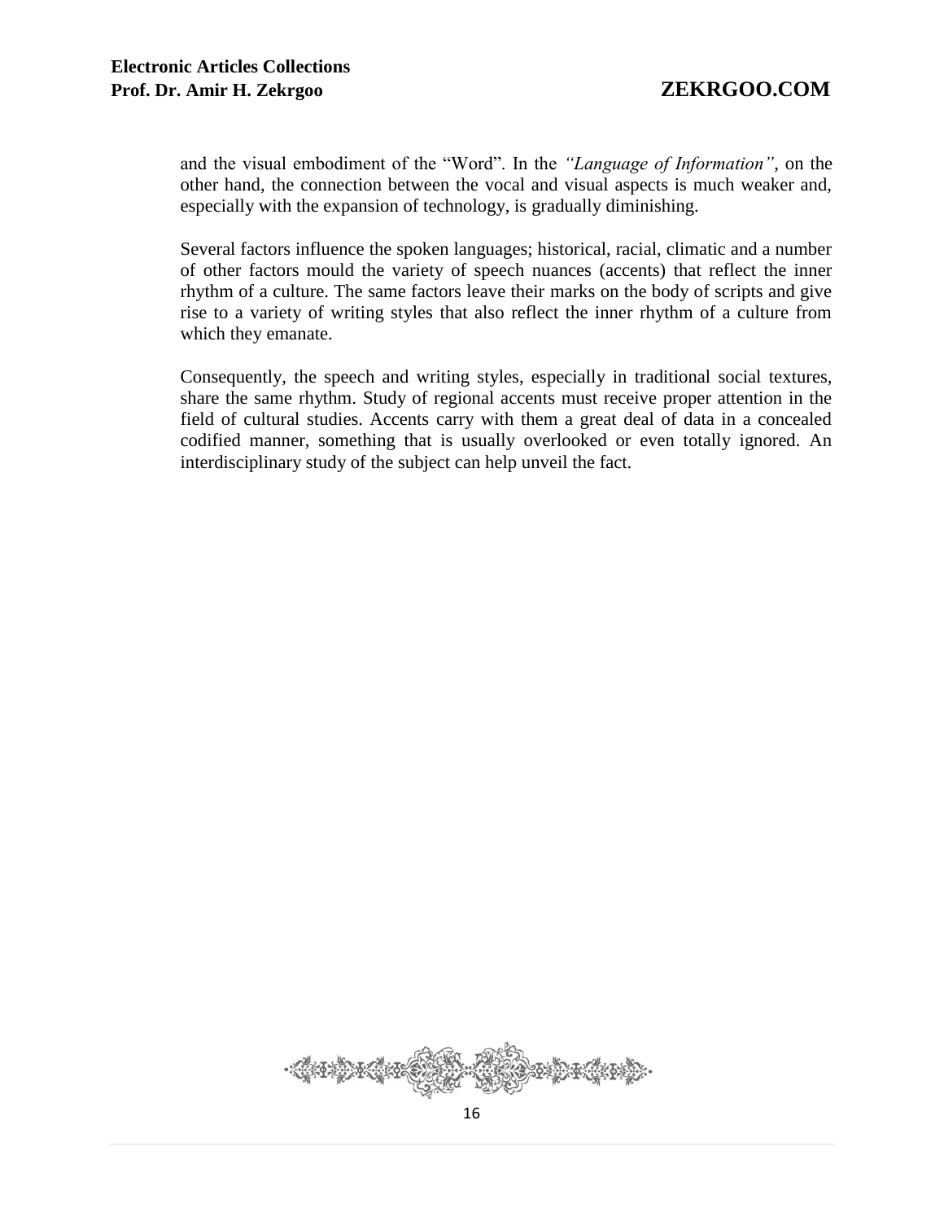and the visual embodiment of the "Word". In the *"Language of Information"*, on the other hand, the connection between the vocal and visual aspects is much weaker and, especially with the expansion of technology, is gradually diminishing.

Several factors influence the spoken languages; historical, racial, climatic and a number of other factors mould the variety of speech nuances (accents) that reflect the inner rhythm of a culture. The same factors leave their marks on the body of scripts and give rise to a variety of writing styles that also reflect the inner rhythm of a culture from which they emanate.

Consequently, the speech and writing styles, especially in traditional social textures, share the same rhythm. Study of regional accents must receive proper attention in the field of cultural studies. Accents carry with them a great deal of data in a concealed codified manner, something that is usually overlooked or even totally ignored. An interdisciplinary study of the subject can help unveil the fact.